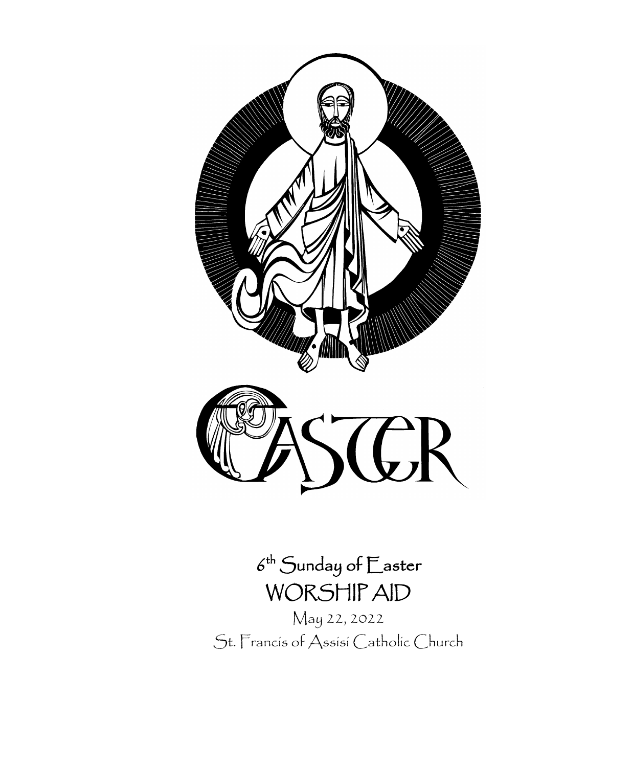# EASTER

## 6th Sunday of Easter
## WORSHIP AID

May 22, 2022

St. Francis of Assisi Catholic Church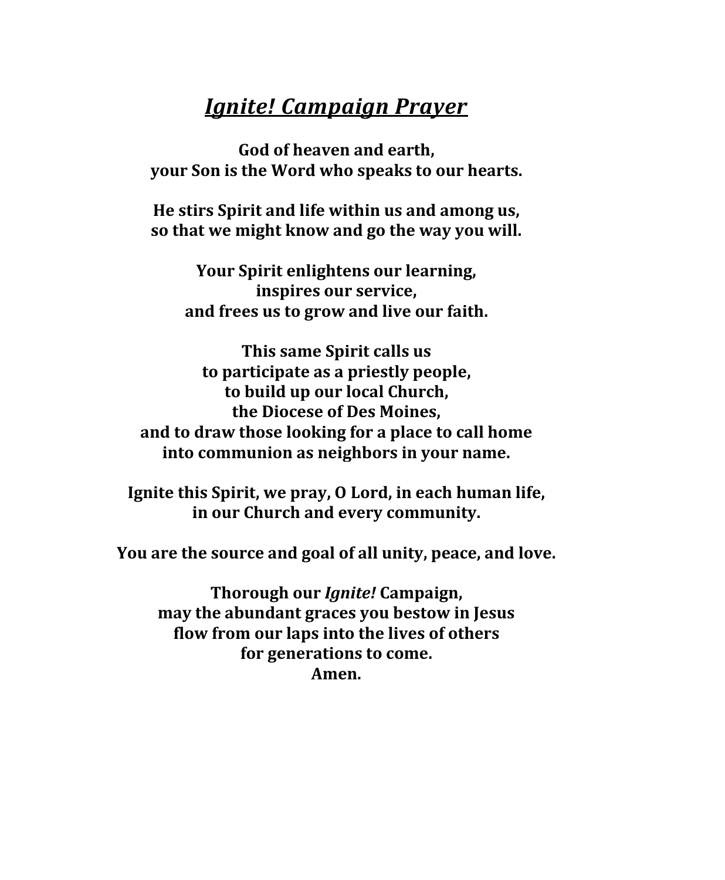# ***Ignite! Campaign Prayer***

**God of heaven and earth,**
**your Son is the Word who speaks to our hearts.**

**He stirs Spirit and life within us and among us,**
**so that we might know and go the way you will.**

**Your Spirit enlightens our learning,**
**inspires our service,**
**and frees us to grow and live our faith.**

**This same Spirit calls us**
**to participate as a priestly people,**
**to build up our local Church,**
**the Diocese of Des Moines,**
**and to draw those looking for a place to call home**
**into communion as neighbors in your name.**

**Ignite this Spirit, we pray, O Lord, in each human life,**
**in our Church and every community.**

**You are the source and goal of all unity, peace, and love.**

**Thorough our *Ignite!* Campaign,**
**may the abundant graces you bestow in Jesus**
**flow from our laps into the lives of others**
**for generations to come.**
**Amen.**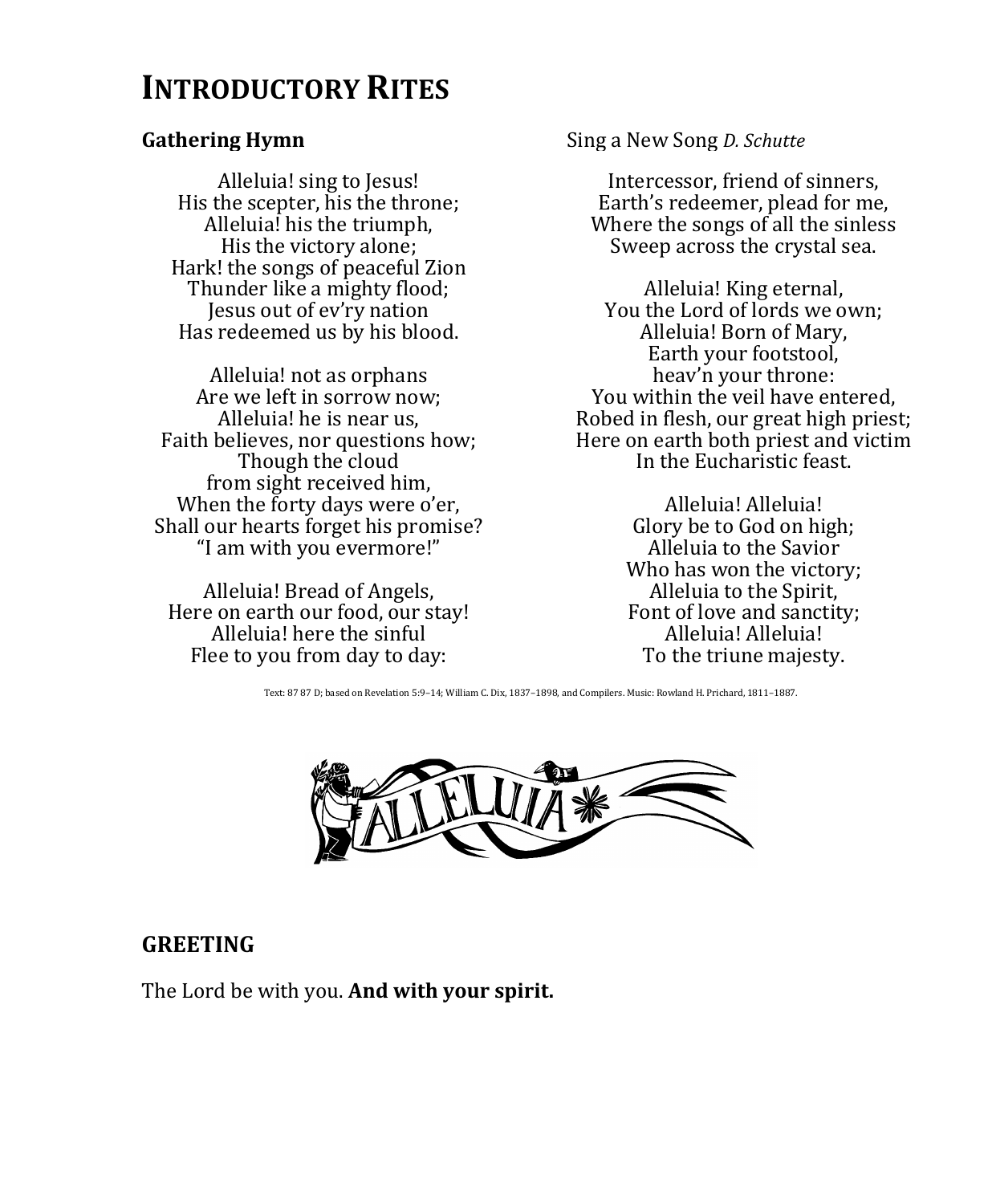# Introductory Rites

**Gathering Hymn** Sing a New Song *D. Schutte*

Alleluia! sing to Jesus!
His the scepter, his the throne;
Alleluia! his the triumph,
His the victory alone;
Hark! the songs of peaceful Zion
Thunder like a mighty flood;
Jesus out of ev'ry nation
Has redeemed us by his blood.

Alleluia! not as orphans
Are we left in sorrow now;
Alleluia! he is near us,
Faith believes, nor questions how;
Though the cloud
from sight received him,
When the forty days were o'er,
Shall our hearts forget his promise?
"I am with you evermore!"

Alleluia! Bread of Angels,
Here on earth our food, our stay!
Alleluia! here the sinful
Flee to you from day to day:
Intercessor, friend of sinners,
Earth's redeemer, plead for me,
Where the songs of all the sinless
Sweep across the crystal sea.

Alleluia! King eternal,
You the Lord of lords we own;
Alleluia! Born of Mary,
Earth your footstool,
heav'n your throne:
You within the veil have entered,
Robed in flesh, our great high priest;
Here on earth both priest and victim
In the Eucharistic feast.

Alleluia! Alleluia!
Glory be to God on high;
Alleluia to the Savior
Who has won the victory;
Alleluia to the Spirit,
Font of love and sanctity;
Alleluia! Alleluia!
To the triune majesty.

Text: 87 87 D; based on Revelation 5:9–14; William C. Dix, 1837–1898, and Compilers. Music: Rowland H. Prichard, 1811–1887.

## GREETING

The Lord be with you. **And with your spirit.**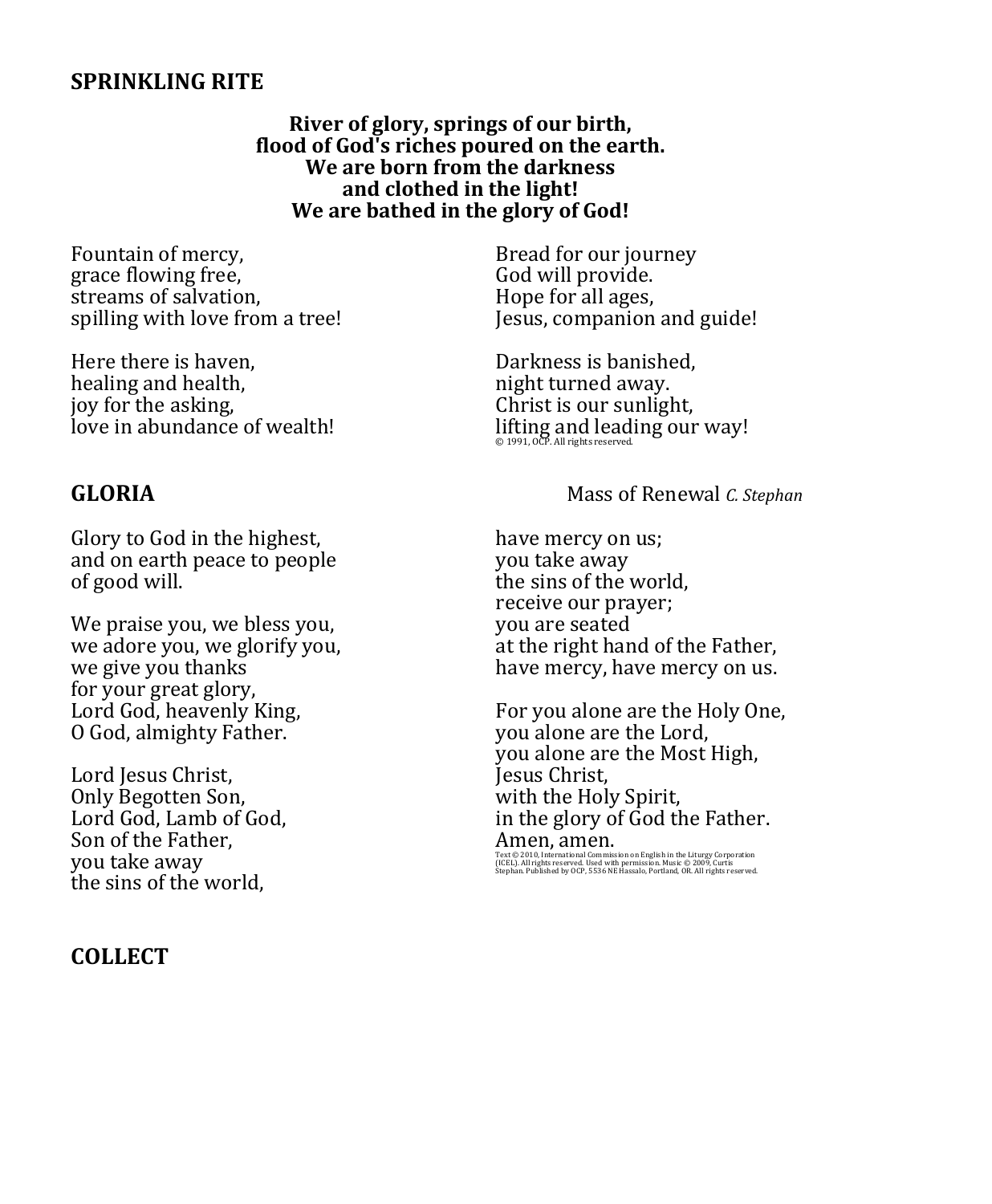## SPRINKLING RITE

**River of glory, springs of our birth,**
**flood of God's riches poured on the earth.**
**We are born from the darkness**
**and clothed in the light!**
**We are bathed in the glory of God!**

Fountain of mercy,
grace flowing free,
streams of salvation,
spilling with love from a tree!

Here there is haven,
healing and health,
joy for the asking,
love in abundance of wealth!

Bread for our journey
God will provide.
Hope for all ages,
Jesus, companion and guide!

Darkness is banished,
night turned away.
Christ is our sunlight,
lifting and leading our way!

© 1991, OCP. All rights reserved.

## GLORIA

Mass of Renewal *C. Stephan*

Glory to God in the highest,
and on earth peace to people
of good will.

We praise you, we bless you,
we adore you, we glorify you,
we give you thanks
for your great glory,
Lord God, heavenly King,
O God, almighty Father.

Lord Jesus Christ,
Only Begotten Son,
Lord God, Lamb of God,
Son of the Father,
you take away
the sins of the world,
have mercy on us;
you take away
the sins of the world,
receive our prayer;
you are seated
at the right hand of the Father,
have mercy, have mercy on us.

For you alone are the Holy One,
you alone are the Lord,
you alone are the Most High,
Jesus Christ,
with the Holy Spirit,
in the glory of God the Father.
Amen, amen.

Text © 2010, International Commission on English in the Liturgy Corporation (ICEL). All rights reserved. Used with permission. Music © 2009, Curtis Stephan. Published by OCP, 5536 NE Hassalo, Portland, OR. All rights reserved.

## COLLECT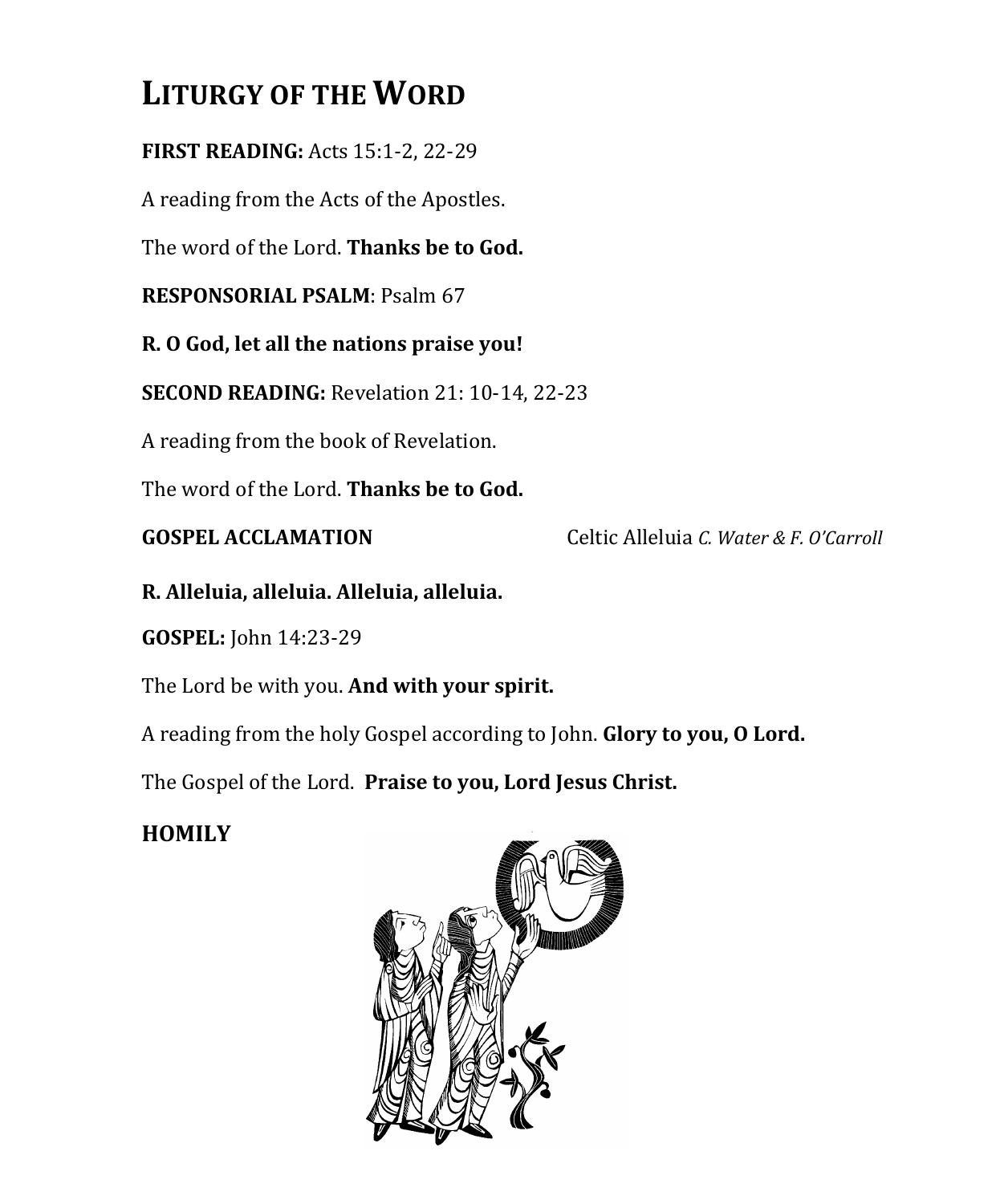# LITURGY OF THE WORD

**FIRST READING:** Acts 15:1-2, 22-29

A reading from the Acts of the Apostles.

The word of the Lord. **Thanks be to God.**

**RESPONSORIAL PSALM**: Psalm 67

**R. O God, let all the nations praise you!**

**SECOND READING:** Revelation 21: 10-14, 22-23

A reading from the book of Revelation.

The word of the Lord. **Thanks be to God.**

**GOSPEL ACCLAMATION** Celtic Alleluia *C. Water & F. O'Carroll*

**R. Alleluia, alleluia. Alleluia, alleluia.**

**GOSPEL:** John 14:23-29

The Lord be with you. **And with your spirit.**

A reading from the holy Gospel according to John. **Glory to you, O Lord.**

The Gospel of the Lord. **Praise to you, Lord Jesus Christ.**

**HOMILY**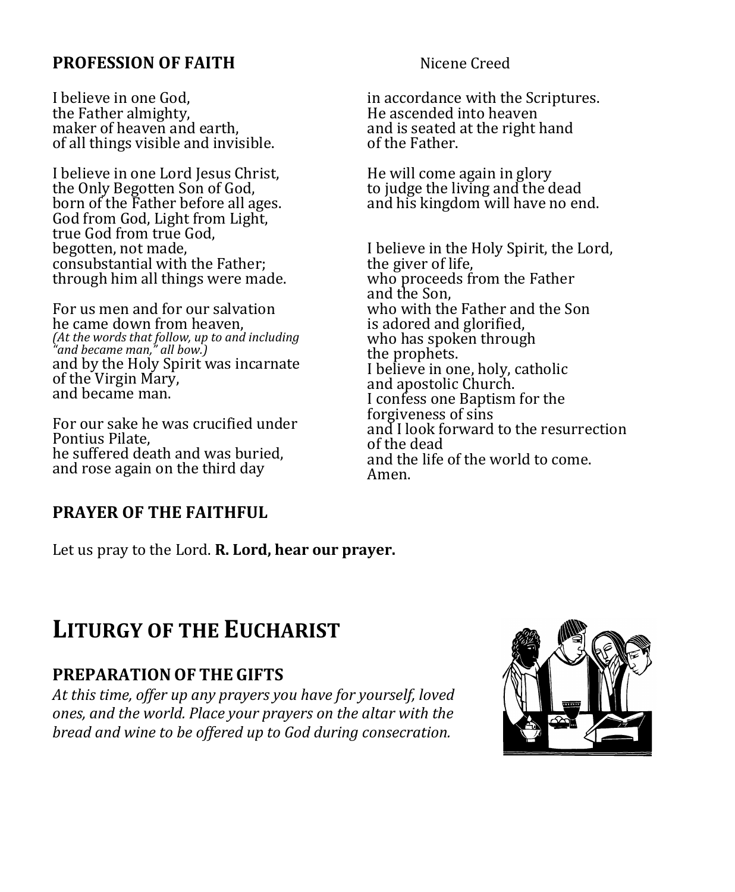## PROFESSION OF FAITH

Nicene Creed

I believe in one God,
the Father almighty,
maker of heaven and earth,
of all things visible and invisible.

I believe in one Lord Jesus Christ,
the Only Begotten Son of God,
born of the Father before all ages.
God from God, Light from Light,
true God from true God,
begotten, not made,
consubstantial with the Father;
through him all things were made.

For us men and for our salvation
he came down from heaven,
*(At the words that follow, up to and including "and became man," all bow.)*
and by the Holy Spirit was incarnate
of the Virgin Mary,
and became man.

For our sake he was crucified under
Pontius Pilate,
he suffered death and was buried,
and rose again on the third day
in accordance with the Scriptures.
He ascended into heaven
and is seated at the right hand
of the Father.

He will come again in glory
to judge the living and the dead
and his kingdom will have no end.

I believe in the Holy Spirit, the Lord,
the giver of life,
who proceeds from the Father
and the Son,
who with the Father and the Son
is adored and glorified,
who has spoken through
the prophets.
I believe in one, holy, catholic
and apostolic Church.
I confess one Baptism for the
forgiveness of sins
and I look forward to the resurrection
of the dead
and the life of the world to come.
Amen.

## PRAYER OF THE FAITHFUL

Let us pray to the Lord. **R. Lord, hear our prayer.**

# LITURGY OF THE EUCHARIST

## PREPARATION OF THE GIFTS

*At this time, offer up any prayers you have for yourself, loved ones, and the world. Place your prayers on the altar with the bread and wine to be offered up to God during consecration.*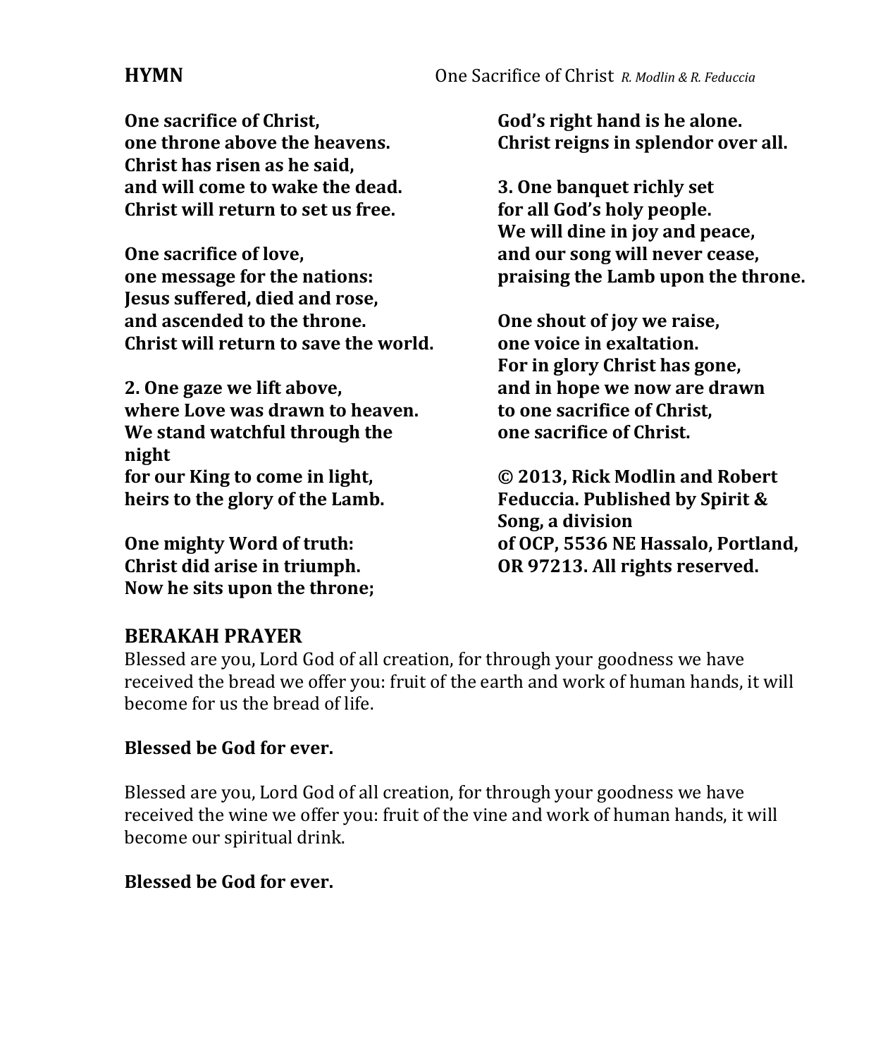**HYMN** One Sacrifice of Christ *R. Modlin & R. Feduccia*

**One sacrifice of Christ,**
**one throne above the heavens.**
**Christ has risen as he said,**
**and will come to wake the dead.**
**Christ will return to set us free.**

**One sacrifice of love,**
**one message for the nations:**
**Jesus suffered, died and rose,**
**and ascended to the throne.**
**Christ will return to save the world.**

**2. One gaze we lift above,**
**where Love was drawn to heaven.**
**We stand watchful through the night**
**for our King to come in light,**
**heirs to the glory of the Lamb.**

**One mighty Word of truth:**
**Christ did arise in triumph.**
**Now he sits upon the throne;**
**God's right hand is he alone.**
**Christ reigns in splendor over all.**

**3. One banquet richly set**
**for all God's holy people.**
**We will dine in joy and peace,**
**and our song will never cease,**
**praising the Lamb upon the throne.**

**One shout of joy we raise,**
**one voice in exaltation.**
**For in glory Christ has gone,**
**and in hope we now are drawn**
**to one sacrifice of Christ,**
**one sacrifice of Christ.**

**© 2013, Rick Modlin and Robert Feduccia. Published by Spirit & Song, a division of OCP, 5536 NE Hassalo, Portland, OR 97213. All rights reserved.**

## BERAKAH PRAYER

Blessed are you, Lord God of all creation, for through your goodness we have received the bread we offer you: fruit of the earth and work of human hands, it will become for us the bread of life.

**Blessed be God for ever.**

Blessed are you, Lord God of all creation, for through your goodness we have received the wine we offer you: fruit of the vine and work of human hands, it will become our spiritual drink.

**Blessed be God for ever.**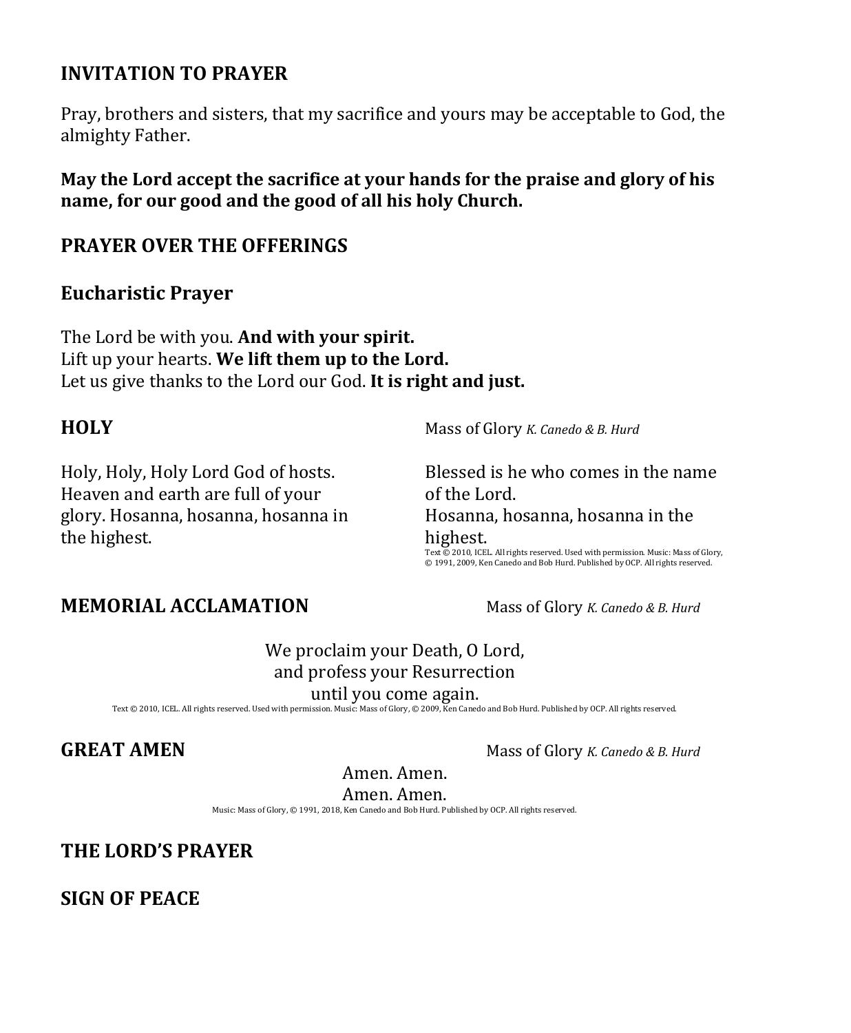## INVITATION TO PRAYER

Pray, brothers and sisters, that my sacrifice and yours may be acceptable to God, the almighty Father.

**May the Lord accept the sacrifice at your hands for the praise and glory of his name, for our good and the good of all his holy Church.**

## PRAYER OVER THE OFFERINGS

## Eucharistic Prayer

The Lord be with you. **And with your spirit.**
Lift up your hearts. **We lift them up to the Lord.**
Let us give thanks to the Lord our God. **It is right and just.**

## HOLY

Mass of Glory *K. Canedo & B. Hurd*

Holy, Holy, Holy Lord God of hosts. Heaven and earth are full of your glory. Hosanna, hosanna, hosanna in the highest.

Blessed is he who comes in the name of the Lord.
Hosanna, hosanna, hosanna in the highest.

Text © 2010, ICEL. All rights reserved. Used with permission. Music: Mass of Glory, © 1991, 2009, Ken Canedo and Bob Hurd. Published by OCP. All rights reserved.

## MEMORIAL ACCLAMATION

Mass of Glory *K. Canedo & B. Hurd*

We proclaim your Death, O Lord,
and profess your Resurrection
until you come again.

Text © 2010, ICEL. All rights reserved. Used with permission. Music: Mass of Glory, © 2009, Ken Canedo and Bob Hurd. Published by OCP. All rights reserved.

## GREAT AMEN

Mass of Glory *K. Canedo & B. Hurd*

Amen. Amen.
Amen. Amen.

Music: Mass of Glory, © 1991, 2018, Ken Canedo and Bob Hurd. Published by OCP. All rights reserved.

## THE LORD'S PRAYER

## SIGN OF PEACE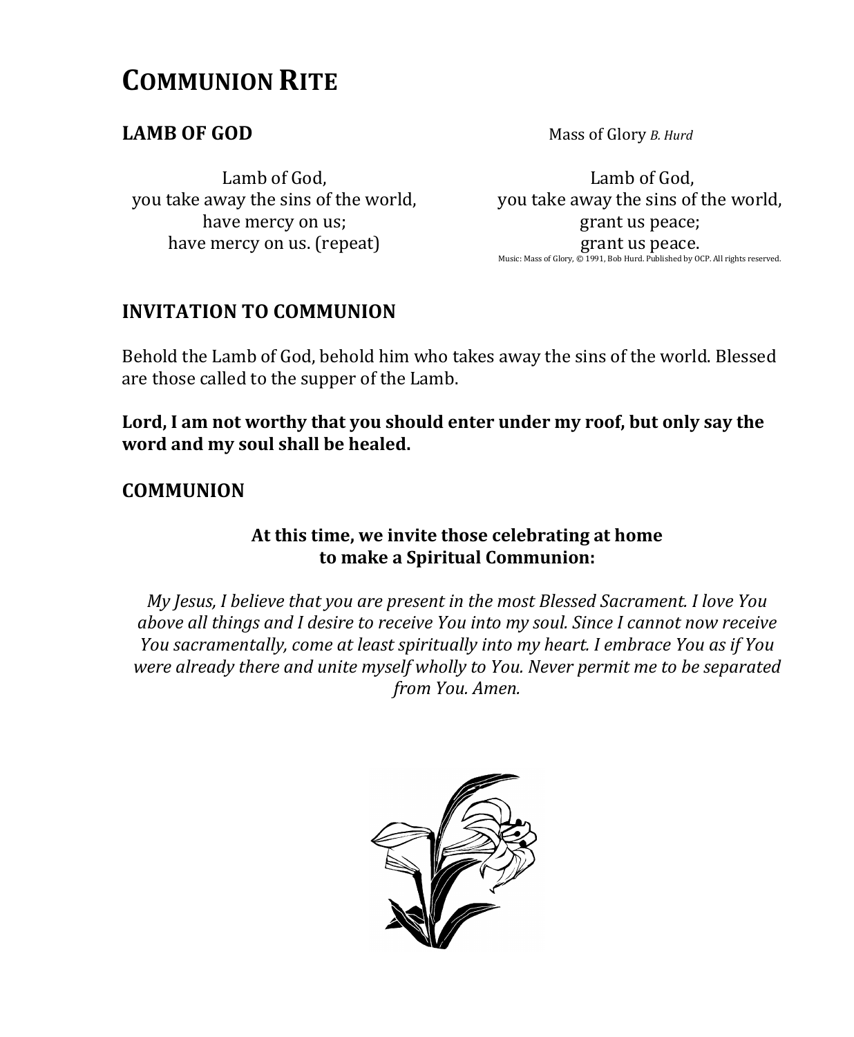# COMMUNION RITE

## LAMB OF GOD

Mass of Glory *B. Hurd*

Lamb of God,
you take away the sins of the world,
have mercy on us;
have mercy on us. (repeat)

Lamb of God,
you take away the sins of the world,
grant us peace;
grant us peace.

Music: Mass of Glory, © 1991, Bob Hurd. Published by OCP. All rights reserved.

## INVITATION TO COMMUNION

Behold the Lamb of God, behold him who takes away the sins of the world. Blessed are those called to the supper of the Lamb.

**Lord, I am not worthy that you should enter under my roof, but only say the word and my soul shall be healed.**

## COMMUNION

**At this time, we invite those celebrating at home to make a Spiritual Communion:**

*My Jesus, I believe that you are present in the most Blessed Sacrament. I love You above all things and I desire to receive You into my soul. Since I cannot now receive You sacramentally, come at least spiritually into my heart. I embrace You as if You were already there and unite myself wholly to You. Never permit me to be separated from You. Amen.*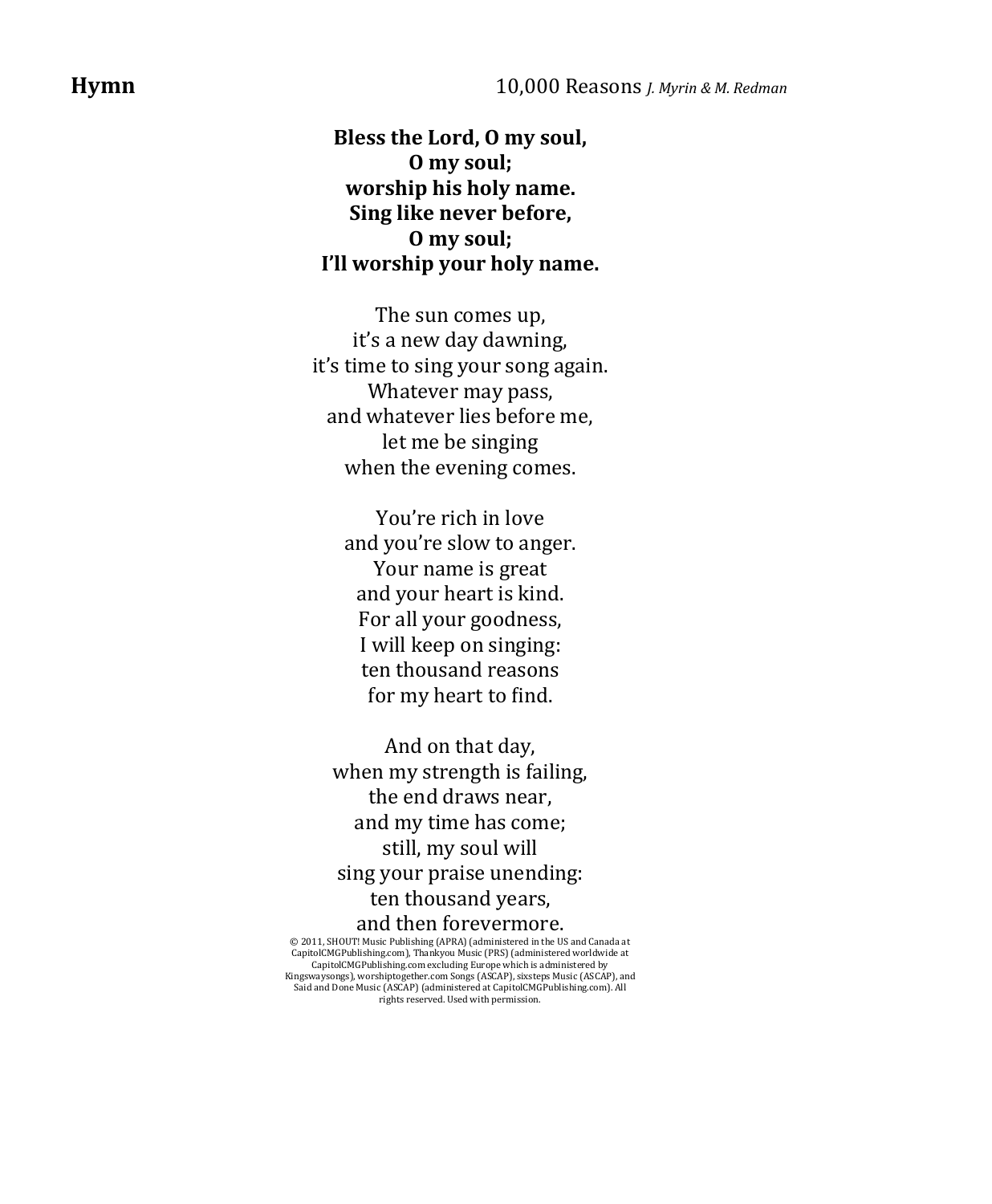**Hymn** 10,000 Reasons *J. Myrin & M. Redman*

**Bless the Lord, O my soul,**
**O my soul;**
**worship his holy name.**
**Sing like never before,**
**O my soul;**
**I'll worship your holy name.**

The sun comes up,
it's a new day dawning,
it's time to sing your song again.
Whatever may pass,
and whatever lies before me,
let me be singing
when the evening comes.

You're rich in love
and you're slow to anger.
Your name is great
and your heart is kind.
For all your goodness,
I will keep on singing:
ten thousand reasons
for my heart to find.

And on that day,
when my strength is failing,
the end draws near,
and my time has come;
still, my soul will
sing your praise unending:
ten thousand years,
and then forevermore.

© 2011, SHOUT! Music Publishing (APRA) (administered in the US and Canada at CapitolCMGPublishing.com), Thankyou Music (PRS) (administered worldwide at CapitolCMGPublishing.com excluding Europe which is administered by Kingswaysongs), worshiptogether.com Songs (ASCAP), sixsteps Music (ASCAP), and Said and Done Music (ASCAP) (administered at CapitolCMGPublishing.com). All rights reserved. Used with permission.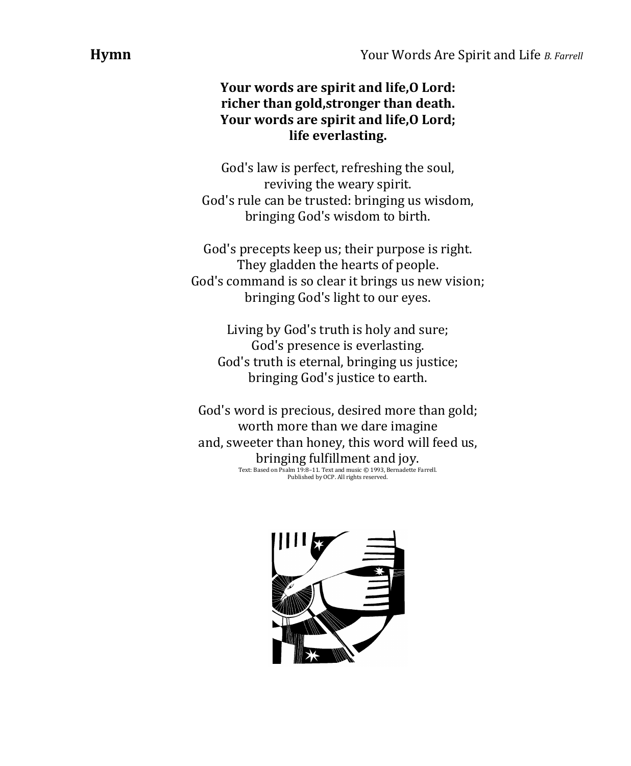**Hymn** Your Words Are Spirit and Life *B. Farrell*

**Your words are spirit and life,O Lord:**
**richer than gold,stronger than death.**
**Your words are spirit and life,O Lord;**
**life everlasting.**

God's law is perfect, refreshing the soul,
reviving the weary spirit.
God's rule can be trusted: bringing us wisdom,
bringing God's wisdom to birth.

God's precepts keep us; their purpose is right.
They gladden the hearts of people.
God's command is so clear it brings us new vision;
bringing God's light to our eyes.

Living by God's truth is holy and sure;
God's presence is everlasting.
God's truth is eternal, bringing us justice;
bringing God's justice to earth.

God's word is precious, desired more than gold;
worth more than we dare imagine
and, sweeter than honey, this word will feed us,
bringing fulfillment and joy.

Text: Based on Psalm 19:8–11. Text and music © 1993, Bernadette Farrell.
Published by OCP. All rights reserved.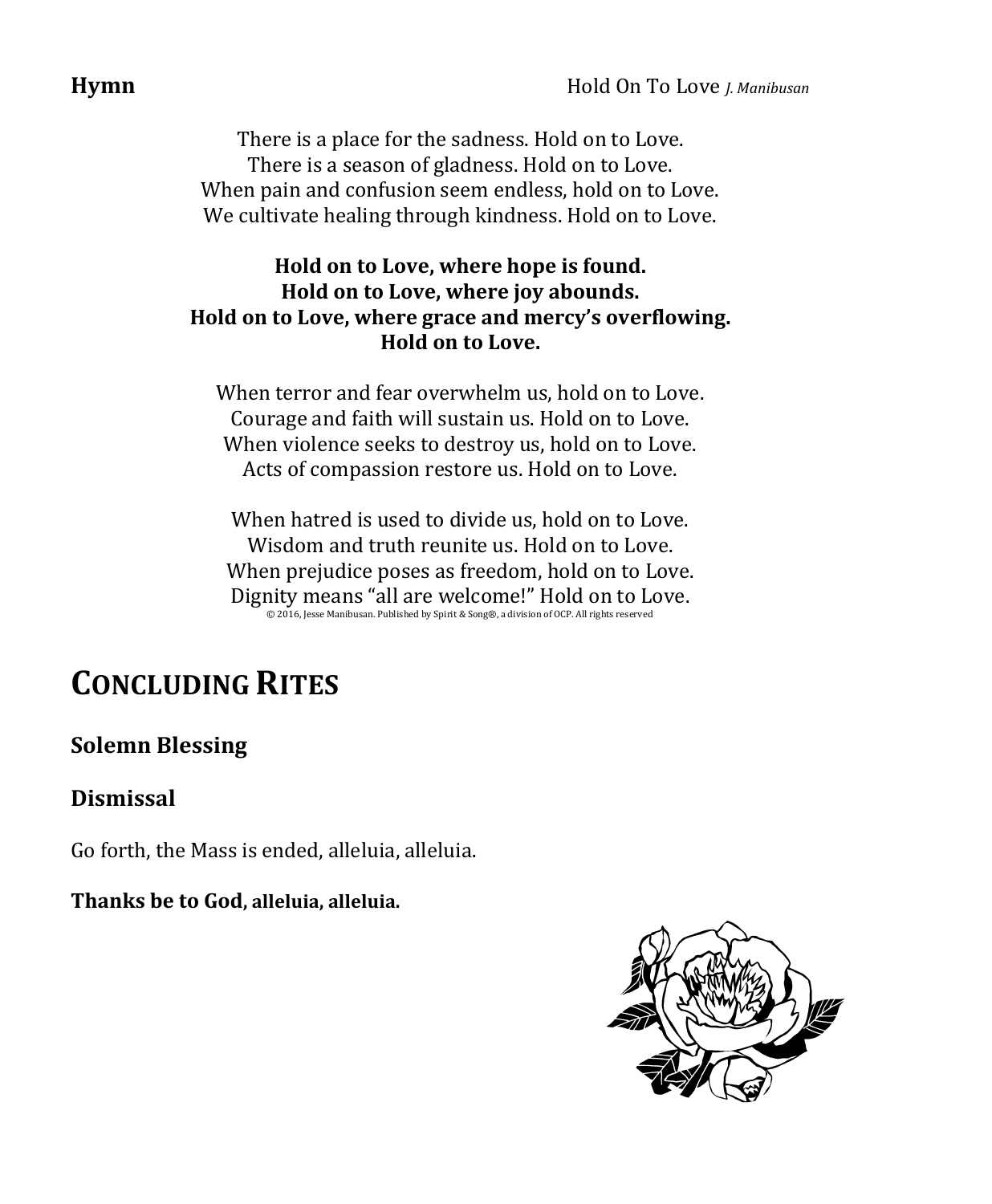**Hymn** Hold On To Love *J. Manibusan*

There is a place for the sadness. Hold on to Love.
There is a season of gladness. Hold on to Love.
When pain and confusion seem endless, hold on to Love.
We cultivate healing through kindness. Hold on to Love.

**Hold on to Love, where hope is found.**
**Hold on to Love, where joy abounds.**
**Hold on to Love, where grace and mercy's overflowing.**
**Hold on to Love.**

When terror and fear overwhelm us, hold on to Love.
Courage and faith will sustain us. Hold on to Love.
When violence seeks to destroy us, hold on to Love.
Acts of compassion restore us. Hold on to Love.

When hatred is used to divide us, hold on to Love.
Wisdom and truth reunite us. Hold on to Love.
When prejudice poses as freedom, hold on to Love.
Dignity means "all are welcome!" Hold on to Love.

© 2016, Jesse Manibusan. Published by Spirit & Song®, a division of OCP. All rights reserved

# CONCLUDING RITES

## Solemn Blessing

## Dismissal

Go forth, the Mass is ended, alleluia, alleluia.

**Thanks be to God, alleluia, alleluia.**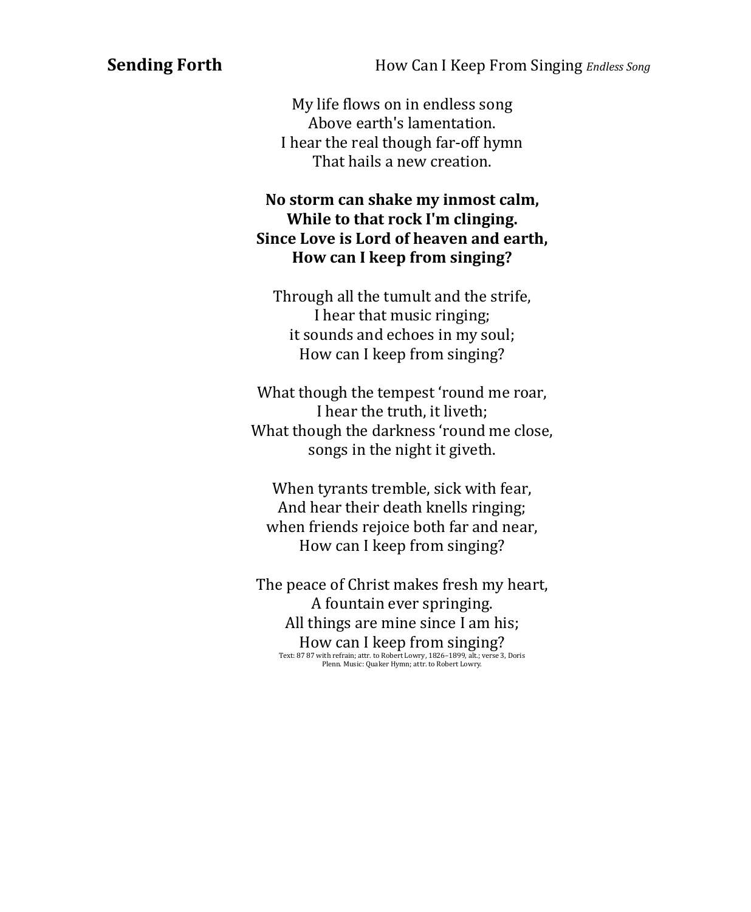**Sending Forth** How Can I Keep From Singing *Endless Song*

My life flows on in endless song  
Above earth's lamentation.  
I hear the real though far-off hymn  
That hails a new creation.

**No storm can shake my inmost calm,**  
**While to that rock I'm clinging.**  
**Since Love is Lord of heaven and earth,**  
**How can I keep from singing?**

Through all the tumult and the strife,  
I hear that music ringing;  
it sounds and echoes in my soul;  
How can I keep from singing?

What though the tempest 'round me roar,  
I hear the truth, it liveth;  
What though the darkness 'round me close,  
songs in the night it giveth.

When tyrants tremble, sick with fear,  
And hear their death knells ringing;  
when friends rejoice both far and near,  
How can I keep from singing?

The peace of Christ makes fresh my heart,  
A fountain ever springing.  
All things are mine since I am his;  
How can I keep from singing?

Text: 87 87 with refrain; attr. to Robert Lowry, 1826–1899, alt.; verse 3, Doris Plenn. Music: Quaker Hymn; attr. to Robert Lowry.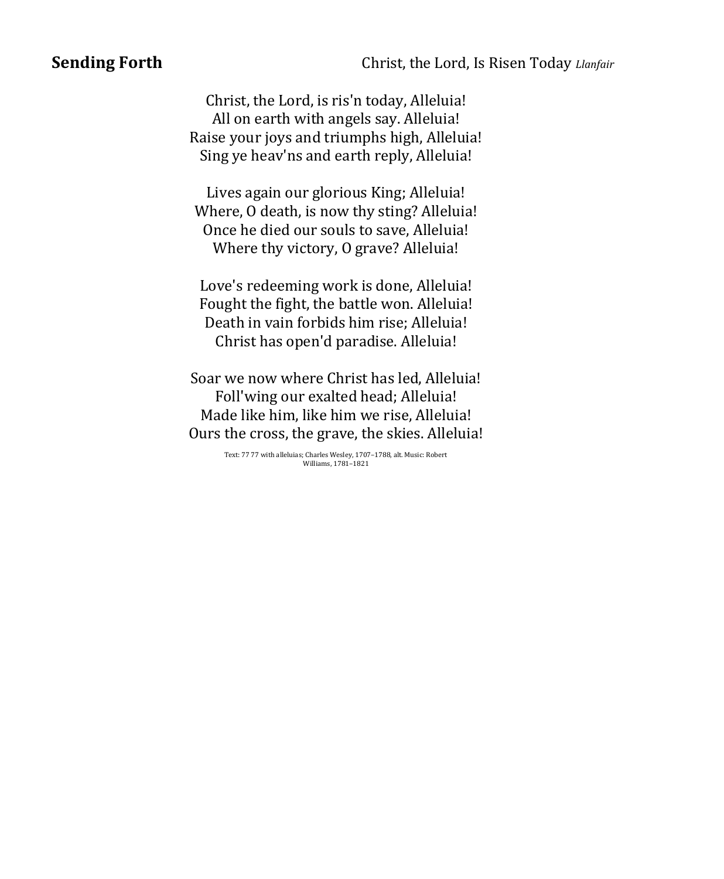**Sending Forth** — Christ, the Lord, Is Risen Today *Llanfair*

Christ, the Lord, is ris'n today, Alleluia!
All on earth with angels say. Alleluia!
Raise your joys and triumphs high, Alleluia!
Sing ye heav'ns and earth reply, Alleluia!

Lives again our glorious King; Alleluia!
Where, O death, is now thy sting? Alleluia!
Once he died our souls to save, Alleluia!
Where thy victory, O grave? Alleluia!

Love's redeeming work is done, Alleluia!
Fought the fight, the battle won. Alleluia!
Death in vain forbids him rise; Alleluia!
Christ has open'd paradise. Alleluia!

Soar we now where Christ has led, Alleluia!
Foll'wing our exalted head; Alleluia!
Made like him, like him we rise, Alleluia!
Ours the cross, the grave, the skies. Alleluia!

Text: 77 77 with alleluias; Charles Wesley, 1707–1788, alt. Music: Robert Williams, 1781–1821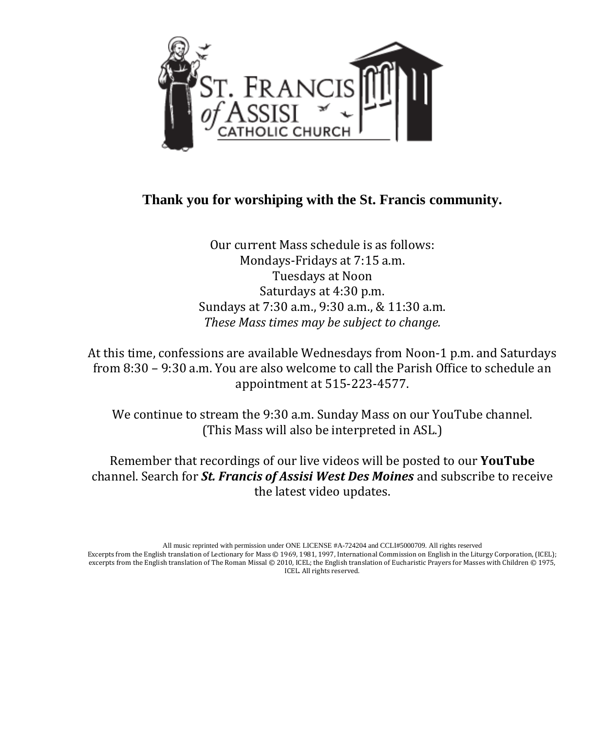ST. FRANCIS of ASSISI CATHOLIC CHURCH

**Thank you for worshiping with the St. Francis community.**

Our current Mass schedule is as follows:
Mondays-Fridays at 7:15 a.m.
Tuesdays at Noon
Saturdays at 4:30 p.m.
Sundays at 7:30 a.m., 9:30 a.m., & 11:30 a.m.
*These Mass times may be subject to change.*

At this time, confessions are available Wednesdays from Noon-1 p.m. and Saturdays from 8:30 – 9:30 a.m. You are also welcome to call the Parish Office to schedule an appointment at 515-223-4577.

We continue to stream the 9:30 a.m. Sunday Mass on our YouTube channel. (This Mass will also be interpreted in ASL.)

Remember that recordings of our live videos will be posted to our **YouTube** channel. Search for ***St. Francis of Assisi West Des Moines*** and subscribe to receive the latest video updates.

All music reprinted with permission under ONE LICENSE #A-724204 and CCLI#5000709. All rights reserved
Excerpts from the English translation of Lectionary for Mass © 1969, 1981, 1997, International Commission on English in the Liturgy Corporation, (ICEL); excerpts from the English translation of The Roman Missal © 2010, ICEL; the English translation of Eucharistic Prayers for Masses with Children © 1975, ICEL. All rights reserved.